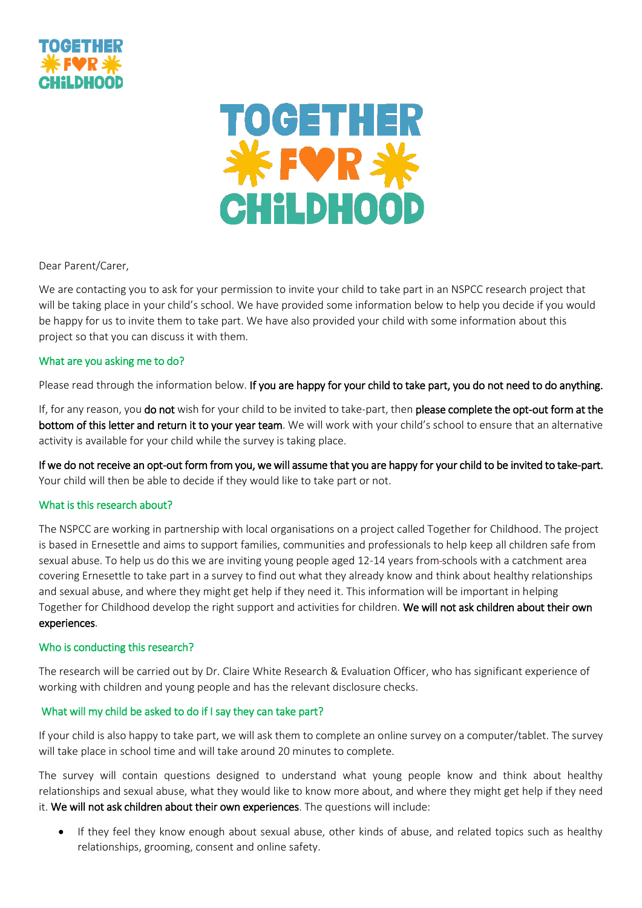TOGETHER FOR CHILDHOOD

Dear Parent/Carer,

We are contacting you to ask for your permission to invite your child to take part in an NSPCC research project that will be taking place in your child's school. We have provided some information below to help you decide if you would be happy for us to invite them to take part. We have also provided your child with some information about this project so that you can discuss it with them.

## What are you asking me to do?

Please read through the information below. **If you are happy for your child to take part, you do not need to do anything.**

If, for any reason, you **do not** wish for your child to be invited to take-part, then **please complete the opt-out form at the bottom of this letter and return it to your year team**. We will work with your child's school to ensure that an alternative activity is available for your child while the survey is taking place.

**If we do not receive an opt-out form from you, we will assume that you are happy for your child to be invited to take-part.** Your child will then be able to decide if they would like to take part or not.

## What is this research about?

The NSPCC are working in partnership with local organisations on a project called Together for Childhood. The project is based in Ernesettle and aims to support families, communities and professionals to help keep all children safe from sexual abuse. To help us do this we are inviting young people aged 12-14 years from schools with a catchment area covering Ernesettle to take part in a survey to find out what they already know and think about healthy relationships and sexual abuse, and where they might get help if they need it. This information will be important in helping Together for Childhood develop the right support and activities for children. **We will not ask children about their own experiences**.

## Who is conducting this research?

The research will be carried out by Dr. Claire White Research & Evaluation Officer, who has significant experience of working with children and young people and has the relevant disclosure checks.

## What will my child be asked to do if I say they can take part?

If your child is also happy to take part, we will ask them to complete an online survey on a computer/tablet. The survey will take place in school time and will take around 20 minutes to complete.

The survey will contain questions designed to understand what young people know and think about healthy relationships and sexual abuse, what they would like to know more about, and where they might get help if they need it. **We will not ask children about their own experiences**. The questions will include:

- If they feel they know enough about sexual abuse, other kinds of abuse, and related topics such as healthy relationships, grooming, consent and online safety.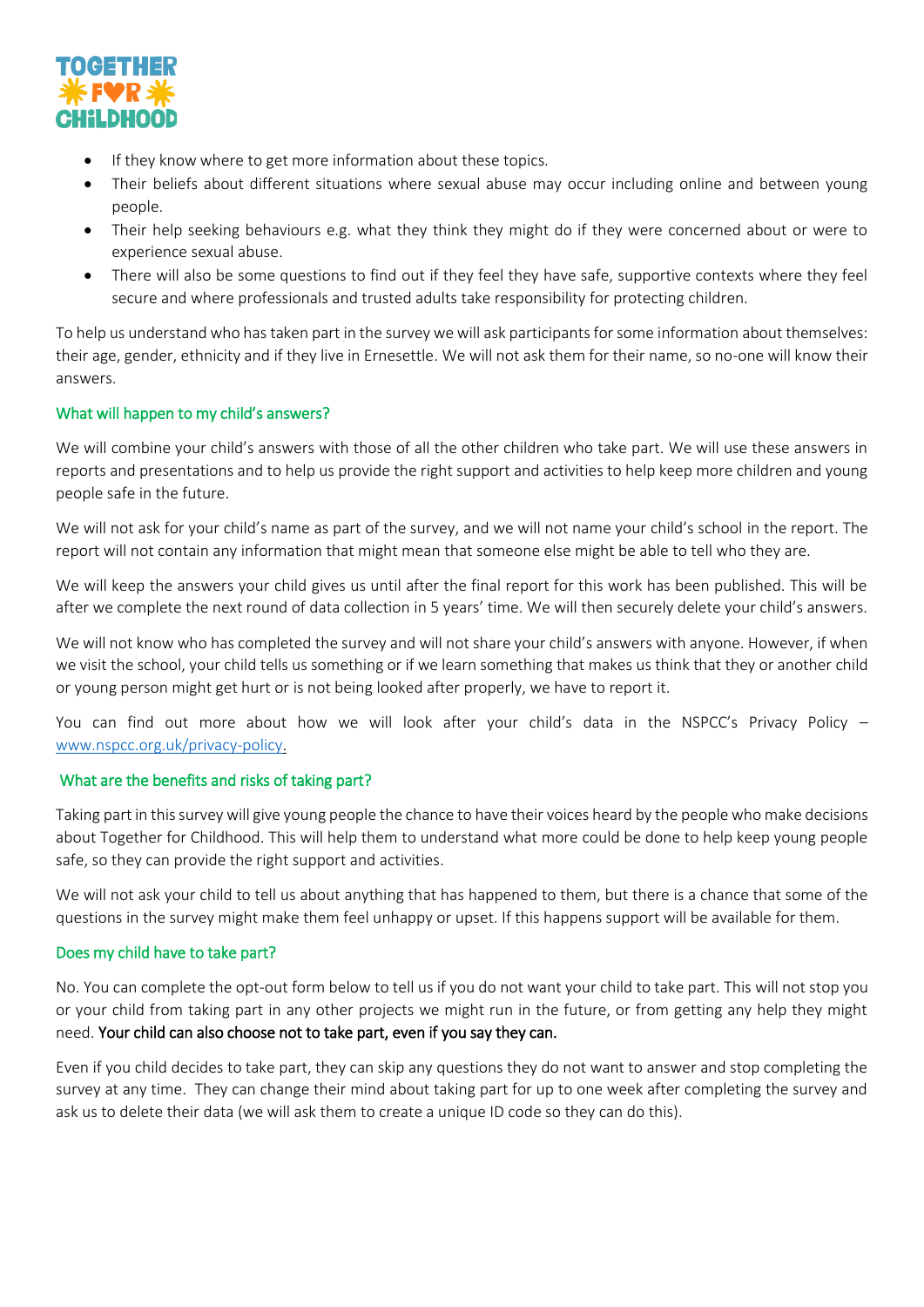- If they know where to get more information about these topics.
- Their beliefs about different situations where sexual abuse may occur including online and between young people.
- Their help seeking behaviours e.g. what they think they might do if they were concerned about or were to experience sexual abuse.
- There will also be some questions to find out if they feel they have safe, supportive contexts where they feel secure and where professionals and trusted adults take responsibility for protecting children.

To help us understand who has taken part in the survey we will ask participants for some information about themselves: their age, gender, ethnicity and if they live in Ernesettle. We will not ask them for their name, so no-one will know their answers.

### What will happen to my child's answers?

We will combine your child's answers with those of all the other children who take part. We will use these answers in reports and presentations and to help us provide the right support and activities to help keep more children and young people safe in the future.

We will not ask for your child's name as part of the survey, and we will not name your child's school in the report. The report will not contain any information that might mean that someone else might be able to tell who they are.

We will keep the answers your child gives us until after the final report for this work has been published. This will be after we complete the next round of data collection in 5 years' time. We will then securely delete your child's answers.

We will not know who has completed the survey and will not share your child's answers with anyone. However, if when we visit the school, your child tells us something or if we learn something that makes us think that they or another child or young person might get hurt or is not being looked after properly, we have to report it.

You can find out more about how we will look after your child's data in the NSPCC's Privacy Policy – www.nspcc.org.uk/privacy-policy.

### What are the benefits and risks of taking part?

Taking part in this survey will give young people the chance to have their voices heard by the people who make decisions about Together for Childhood. This will help them to understand what more could be done to help keep young people safe, so they can provide the right support and activities.

We will not ask your child to tell us about anything that has happened to them, but there is a chance that some of the questions in the survey might make them feel unhappy or upset. If this happens support will be available for them.

### Does my child have to take part?

No. You can complete the opt-out form below to tell us if you do not want your child to take part. This will not stop you or your child from taking part in any other projects we might run in the future, or from getting any help they might need. **Your child can also choose not to take part, even if you say they can.**

Even if you child decides to take part, they can skip any questions they do not want to answer and stop completing the survey at any time. They can change their mind about taking part for up to one week after completing the survey and ask us to delete their data (we will ask them to create a unique ID code so they can do this).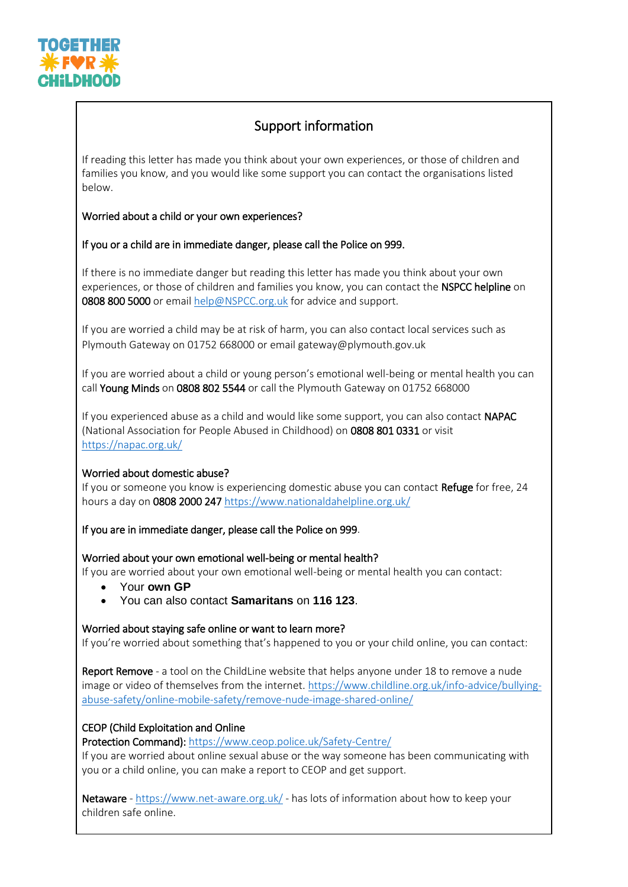**TOGETHER FOR CHILDHOOD**

## Support information

If reading this letter has made you think about your own experiences, or those of children and families you know, and you would like some support you can contact the organisations listed below.

### Worried about a child or your own experiences?

**If you or a child are in immediate danger, please call the Police on 999.**

If there is no immediate danger but reading this letter has made you think about your own experiences, or those of children and families you know, you can contact the **NSPCC helpline** on **0808 800 5000** or email help@NSPCC.org.uk for advice and support.

If you are worried a child may be at risk of harm, you can also contact local services such as Plymouth Gateway on 01752 668000 or email gateway@plymouth.gov.uk

If you are worried about a child or young person's emotional well-being or mental health you can call **Young Minds** on **0808 802 5544** or call the Plymouth Gateway on 01752 668000

If you experienced abuse as a child and would like some support, you can also contact **NAPAC** (National Association for People Abused in Childhood) on **0808 801 0331** or visit https://napac.org.uk/

### Worried about domestic abuse?

If you or someone you know is experiencing domestic abuse you can contact **Refuge** for free, 24 hours a day on **0808 2000 247** https://www.nationaldahelpline.org.uk/

**If you are in immediate danger, please call the Police on 999.**

### Worried about your own emotional well-being or mental health?

If you are worried about your own emotional well-being or mental health you can contact:

- Your **own GP**
- You can also contact **Samaritans** on **116 123**.

### Worried about staying safe online or want to learn more?

If you're worried about something that's happened to you or your child online, you can contact:

**Report Remove** - a tool on the ChildLine website that helps anyone under 18 to remove a nude image or video of themselves from the internet. https://www.childline.org.uk/info-advice/bullying-abuse-safety/online-mobile-safety/remove-nude-image-shared-online/

**CEOP (Child Exploitation and Online Protection Command):** https://www.ceop.police.uk/Safety-Centre/
If you are worried about online sexual abuse or the way someone has been communicating with you or a child online, you can make a report to CEOP and get support.

**Netaware** - https://www.net-aware.org.uk/ - has lots of information about how to keep your children safe online.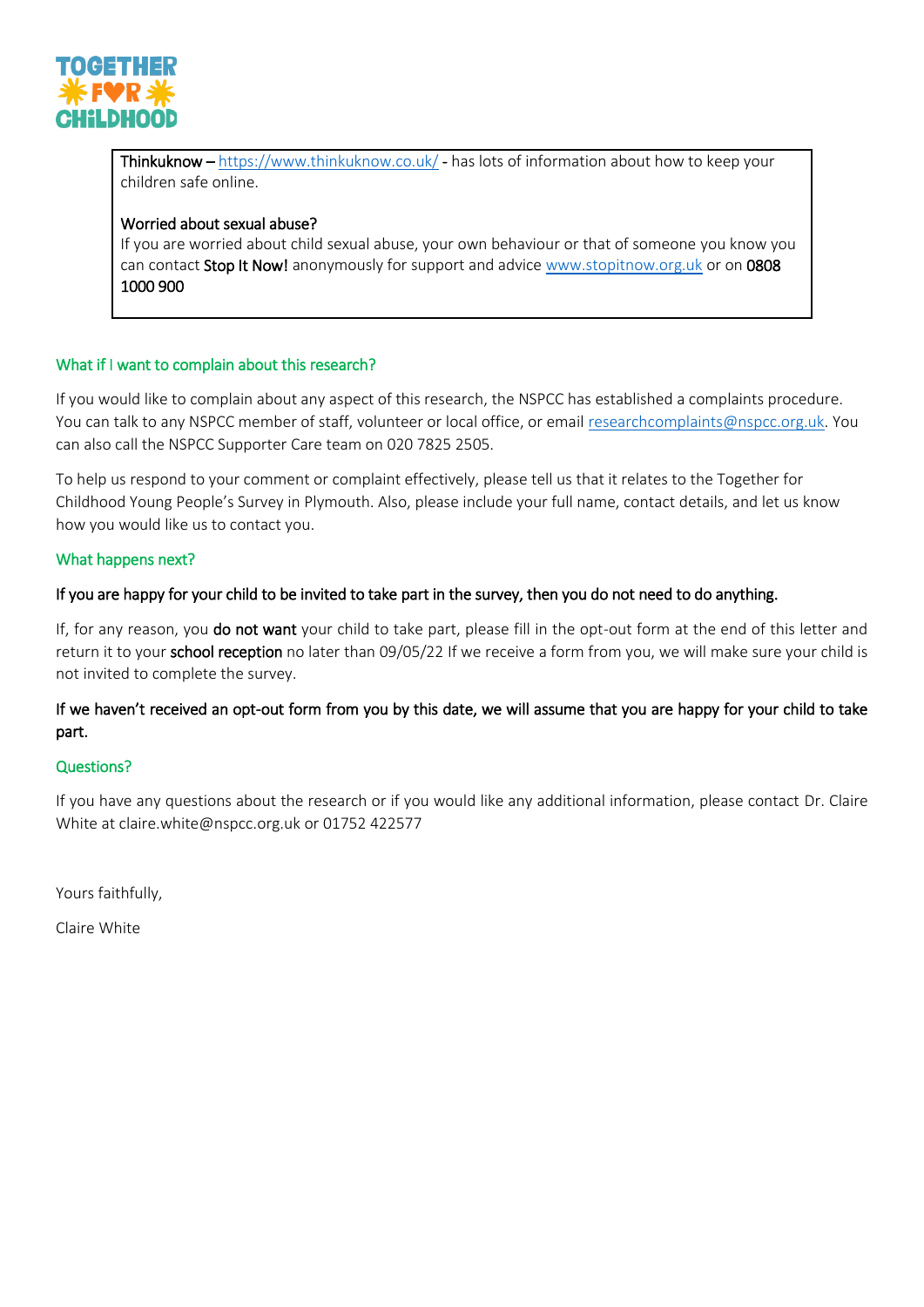**Thinkuknow** – https://www.thinkuknow.co.uk/ - has lots of information about how to keep your children safe online.

**Worried about sexual abuse?**
If you are worried about child sexual abuse, your own behaviour or that of someone you know you can contact **Stop It Now!** anonymously for support and advice www.stopitnow.org.uk or on **0808 1000 900**

### What if I want to complain about this research?

If you would like to complain about any aspect of this research, the NSPCC has established a complaints procedure. You can talk to any NSPCC member of staff, volunteer or local office, or email researchcomplaints@nspcc.org.uk. You can also call the NSPCC Supporter Care team on 020 7825 2505.

To help us respond to your comment or complaint effectively, please tell us that it relates to the Together for Childhood Young People's Survey in Plymouth. Also, please include your full name, contact details, and let us know how you would like us to contact you.

### What happens next?

**If you are happy for your child to be invited to take part in the survey, then you do not need to do anything.**

If, for any reason, you **do not want** your child to take part, please fill in the opt-out form at the end of this letter and return it to your **school reception** no later than 09/05/22 If we receive a form from you, we will make sure your child is not invited to complete the survey.

**If we haven't received an opt-out form from you by this date, we will assume that you are happy for your child to take part.**

### Questions?

If you have any questions about the research or if you would like any additional information, please contact Dr. Claire White at claire.white@nspcc.org.uk or 01752 422577

Yours faithfully,

Claire White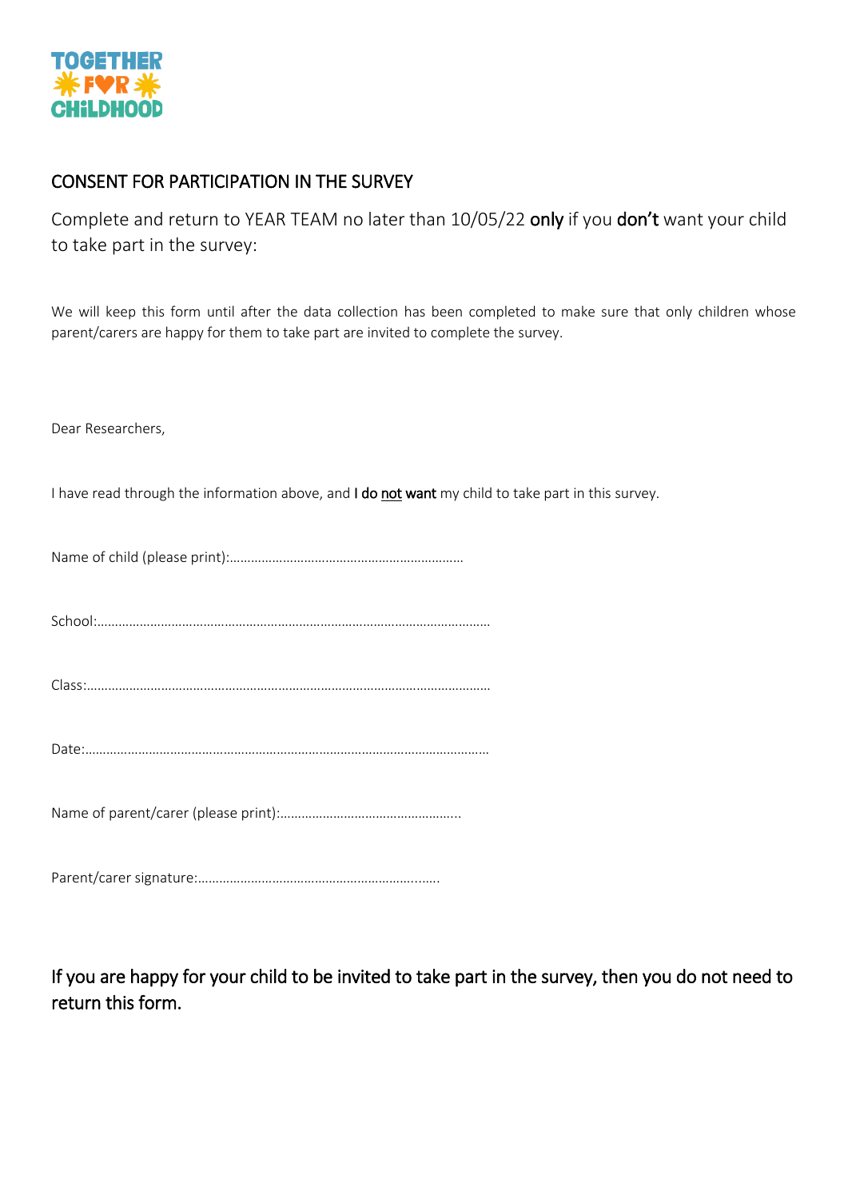TOGETHER FOR CHILDHOOD

## CONSENT FOR PARTICIPATION IN THE SURVEY

Complete and return to YEAR TEAM no later than 10/05/22 **only** if you **don't** want your child to take part in the survey:

We will keep this form until after the data collection has been completed to make sure that only children whose parent/carers are happy for them to take part are invited to complete the survey.

Dear Researchers,

I have read through the information above, and **I do <u>not</u> want** my child to take part in this survey.

Name of child (please print):…………………………………………………………

School:……………………………………………………………………………………………

Class:……………………………………………………………………………………………

Date:……………………………………………………………………………………………

Name of parent/carer (please print):…………………………………………..

Parent/carer signature:…………………………………………………………..…..

**If you are happy for your child to be invited to take part in the survey, then you do not need to return this form.**